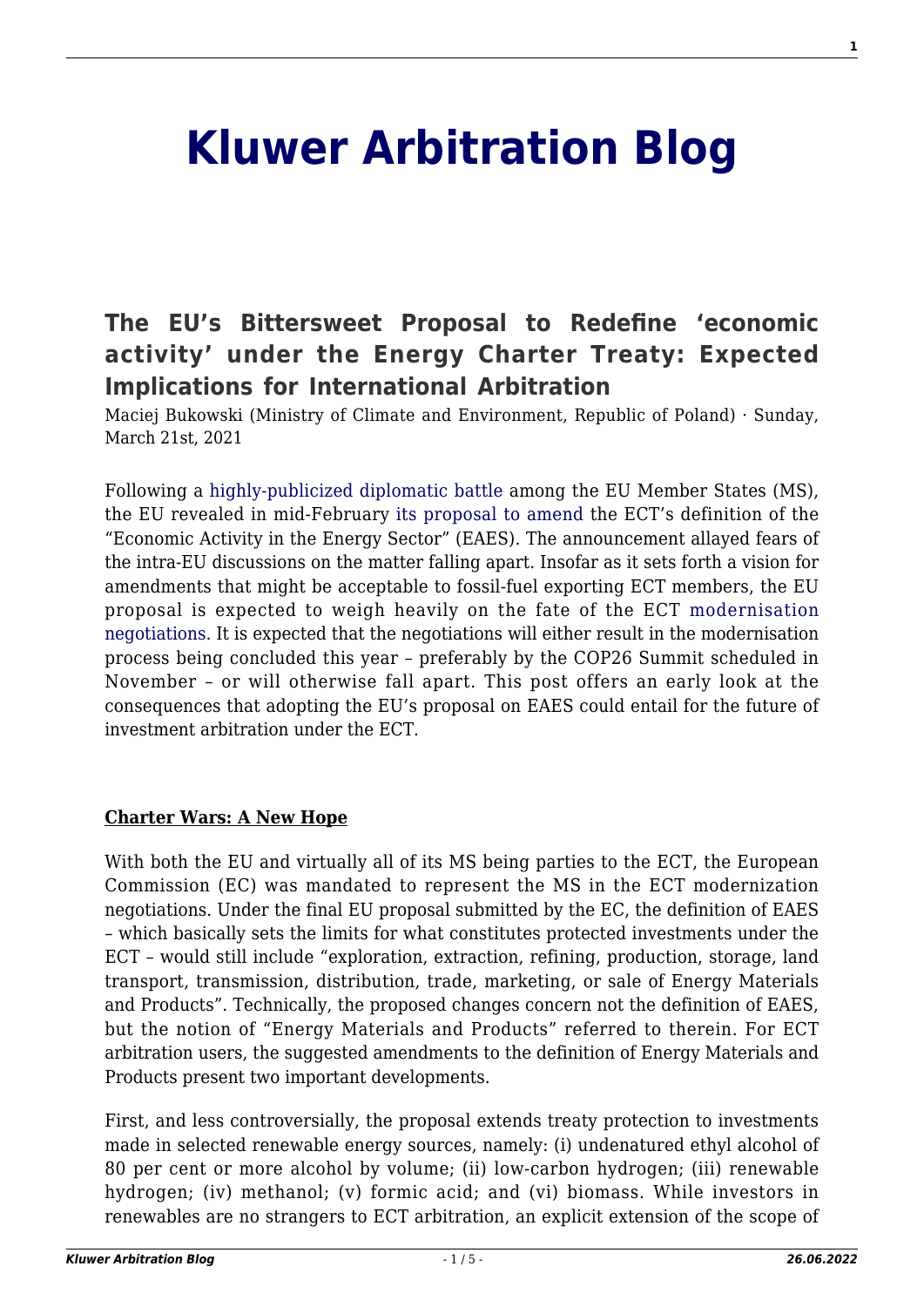# Kluwer Arbitration Blog

## The EU's Bittersweet Proposal to Redefine 'economic activity' under the Energy Charter Treaty: Expected Implications for International Arbitration

Maciej Bukowski (Ministry of Climate and Environment, Republic of Poland) · Sunday, March 21st, 2021

Following a highly-publicized diplomatic battle among the EU Member States (MS), the EU revealed in mid-February its proposal to amend the ECT's definition of the "Economic Activity in the Energy Sector" (EAES). The announcement allayed fears of the intra-EU discussions on the matter falling apart. Insofar as it sets forth a vision for amendments that might be acceptable to fossil-fuel exporting ECT members, the EU proposal is expected to weigh heavily on the fate of the ECT modernisation negotiations. It is expected that the negotiations will either result in the modernisation process being concluded this year – preferably by the COP26 Summit scheduled in November – or will otherwise fall apart. This post offers an early look at the consequences that adopting the EU's proposal on EAES could entail for the future of investment arbitration under the ECT.

**Charter Wars: A New Hope**

With both the EU and virtually all of its MS being parties to the ECT, the European Commission (EC) was mandated to represent the MS in the ECT modernization negotiations. Under the final EU proposal submitted by the EC, the definition of EAES – which basically sets the limits for what constitutes protected investments under the ECT – would still include "exploration, extraction, refining, production, storage, land transport, transmission, distribution, trade, marketing, or sale of Energy Materials and Products". Technically, the proposed changes concern not the definition of EAES, but the notion of "Energy Materials and Products" referred to therein. For ECT arbitration users, the suggested amendments to the definition of Energy Materials and Products present two important developments.

First, and less controversially, the proposal extends treaty protection to investments made in selected renewable energy sources, namely: (i) undenatured ethyl alcohol of 80 per cent or more alcohol by volume; (ii) low-carbon hydrogen; (iii) renewable hydrogen; (iv) methanol; (v) formic acid; and (vi) biomass. While investors in renewables are no strangers to ECT arbitration, an explicit extension of the scope of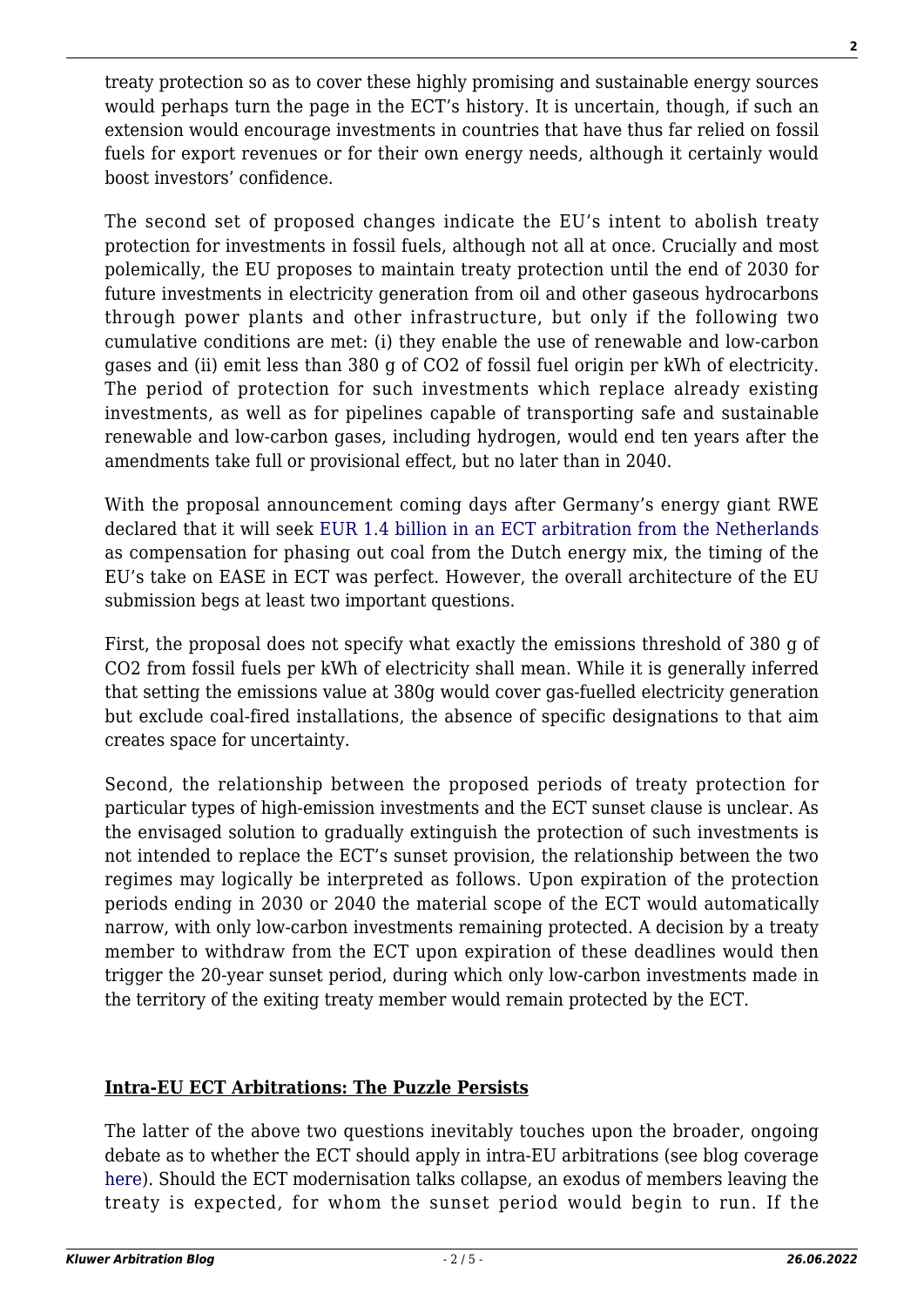treaty protection so as to cover these highly promising and sustainable energy sources would perhaps turn the page in the ECT's history. It is uncertain, though, if such an extension would encourage investments in countries that have thus far relied on fossil fuels for export revenues or for their own energy needs, although it certainly would boost investors' confidence.

The second set of proposed changes indicate the EU's intent to abolish treaty protection for investments in fossil fuels, although not all at once. Crucially and most polemically, the EU proposes to maintain treaty protection until the end of 2030 for future investments in electricity generation from oil and other gaseous hydrocarbons through power plants and other infrastructure, but only if the following two cumulative conditions are met: (i) they enable the use of renewable and low-carbon gases and (ii) emit less than 380 g of $CO_2$ of fossil fuel origin per kWh of electricity. The period of protection for such investments which replace already existing investments, as well as for pipelines capable of transporting safe and sustainable renewable and low-carbon gases, including hydrogen, would end ten years after the amendments take full or provisional effect, but no later than in 2040.

With the proposal announcement coming days after Germany's energy giant RWE declared that it will seek EUR 1.4 billion in an ECT arbitration from the Netherlands as compensation for phasing out coal from the Dutch energy mix, the timing of the EU's take on EASE in ECT was perfect. However, the overall architecture of the EU submission begs at least two important questions.

First, the proposal does not specify what exactly the emissions threshold of 380 g of $CO_2$ from fossil fuels per kWh of electricity shall mean. While it is generally inferred that setting the emissions value at 380g would cover gas-fuelled electricity generation but exclude coal-fired installations, the absence of specific designations to that aim creates space for uncertainty.

Second, the relationship between the proposed periods of treaty protection for particular types of high-emission investments and the ECT sunset clause is unclear. As the envisaged solution to gradually extinguish the protection of such investments is not intended to replace the ECT's sunset provision, the relationship between the two regimes may logically be interpreted as follows. Upon expiration of the protection periods ending in 2030 or 2040 the material scope of the ECT would automatically narrow, with only low-carbon investments remaining protected. A decision by a treaty member to withdraw from the ECT upon expiration of these deadlines would then trigger the 20-year sunset period, during which only low-carbon investments made in the territory of the exiting treaty member would remain protected by the ECT.

## Intra-EU ECT Arbitrations: The Puzzle Persists

The latter of the above two questions inevitably touches upon the broader, ongoing debate as to whether the ECT should apply in intra-EU arbitrations (see blog coverage here). Should the ECT modernisation talks collapse, an exodus of members leaving the treaty is expected, for whom the sunset period would begin to run. If the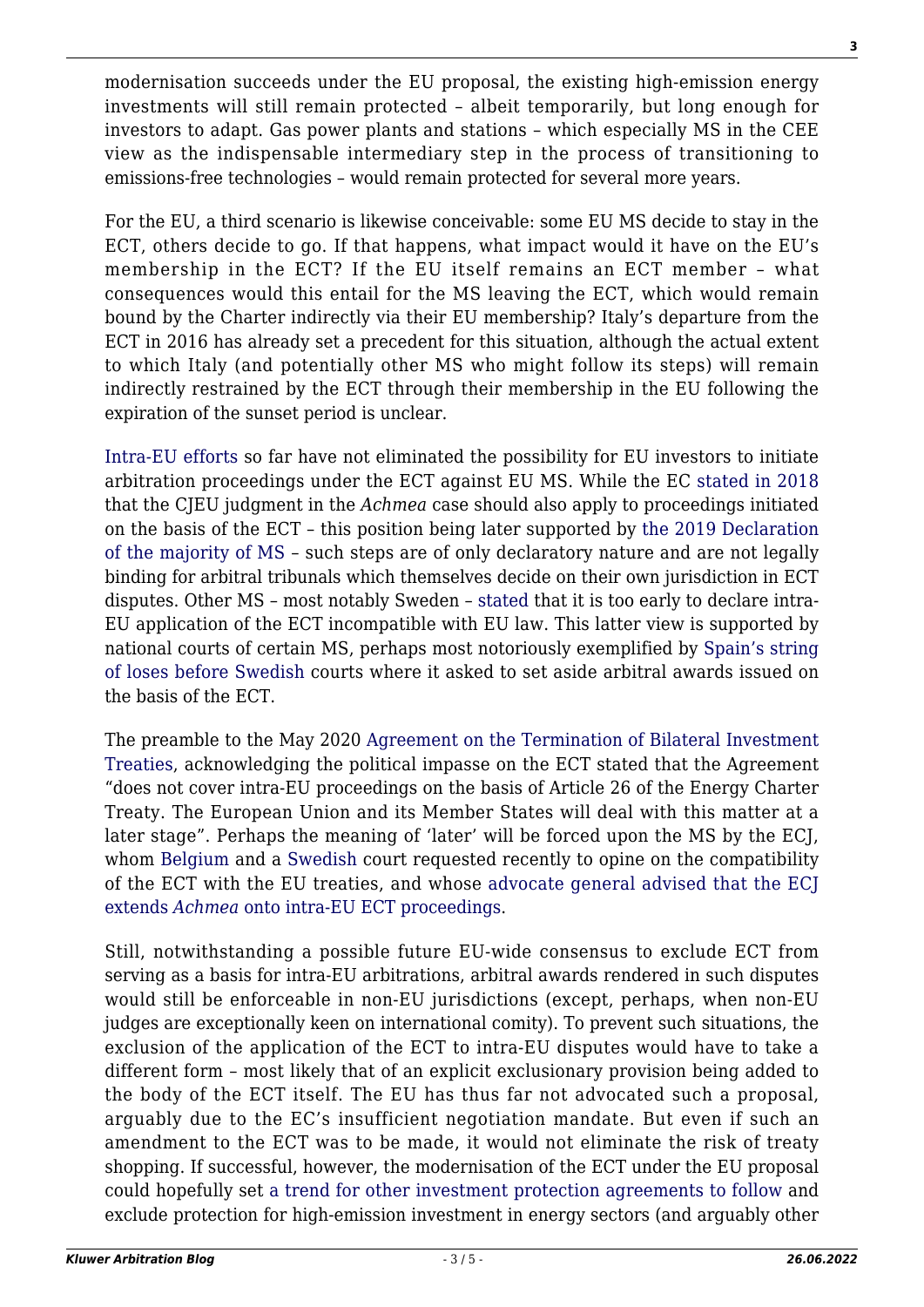modernisation succeeds under the EU proposal, the existing high-emission energy investments will still remain protected – albeit temporarily, but long enough for investors to adapt. Gas power plants and stations – which especially MS in the CEE view as the indispensable intermediary step in the process of transitioning to emissions-free technologies – would remain protected for several more years.

For the EU, a third scenario is likewise conceivable: some EU MS decide to stay in the ECT, others decide to go. If that happens, what impact would it have on the EU's membership in the ECT? If the EU itself remains an ECT member – what consequences would this entail for the MS leaving the ECT, which would remain bound by the Charter indirectly via their EU membership? Italy's departure from the ECT in 2016 has already set a precedent for this situation, although the actual extent to which Italy (and potentially other MS who might follow its steps) will remain indirectly restrained by the ECT through their membership in the EU following the expiration of the sunset period is unclear.

Intra-EU efforts so far have not eliminated the possibility for EU investors to initiate arbitration proceedings under the ECT against EU MS. While the EC stated in 2018 that the CJEU judgment in the *Achmea* case should also apply to proceedings initiated on the basis of the ECT – this position being later supported by the 2019 Declaration of the majority of MS – such steps are of only declaratory nature and are not legally binding for arbitral tribunals which themselves decide on their own jurisdiction in ECT disputes. Other MS – most notably Sweden – stated that it is too early to declare intra-EU application of the ECT incompatible with EU law. This latter view is supported by national courts of certain MS, perhaps most notoriously exemplified by Spain's string of loses before Swedish courts where it asked to set aside arbitral awards issued on the basis of the ECT.

The preamble to the May 2020 Agreement on the Termination of Bilateral Investment Treaties, acknowledging the political impasse on the ECT stated that the Agreement "does not cover intra-EU proceedings on the basis of Article 26 of the Energy Charter Treaty. The European Union and its Member States will deal with this matter at a later stage". Perhaps the meaning of 'later' will be forced upon the MS by the ECJ, whom Belgium and a Swedish court requested recently to opine on the compatibility of the ECT with the EU treaties, and whose advocate general advised that the ECJ extends *Achmea* onto intra-EU ECT proceedings.

Still, notwithstanding a possible future EU-wide consensus to exclude ECT from serving as a basis for intra-EU arbitrations, arbitral awards rendered in such disputes would still be enforceable in non-EU jurisdictions (except, perhaps, when non-EU judges are exceptionally keen on international comity). To prevent such situations, the exclusion of the application of the ECT to intra-EU disputes would have to take a different form – most likely that of an explicit exclusionary provision being added to the body of the ECT itself. The EU has thus far not advocated such a proposal, arguably due to the EC's insufficient negotiation mandate. But even if such an amendment to the ECT was to be made, it would not eliminate the risk of treaty shopping. If successful, however, the modernisation of the ECT under the EU proposal could hopefully set a trend for other investment protection agreements to follow and exclude protection for high-emission investment in energy sectors (and arguably other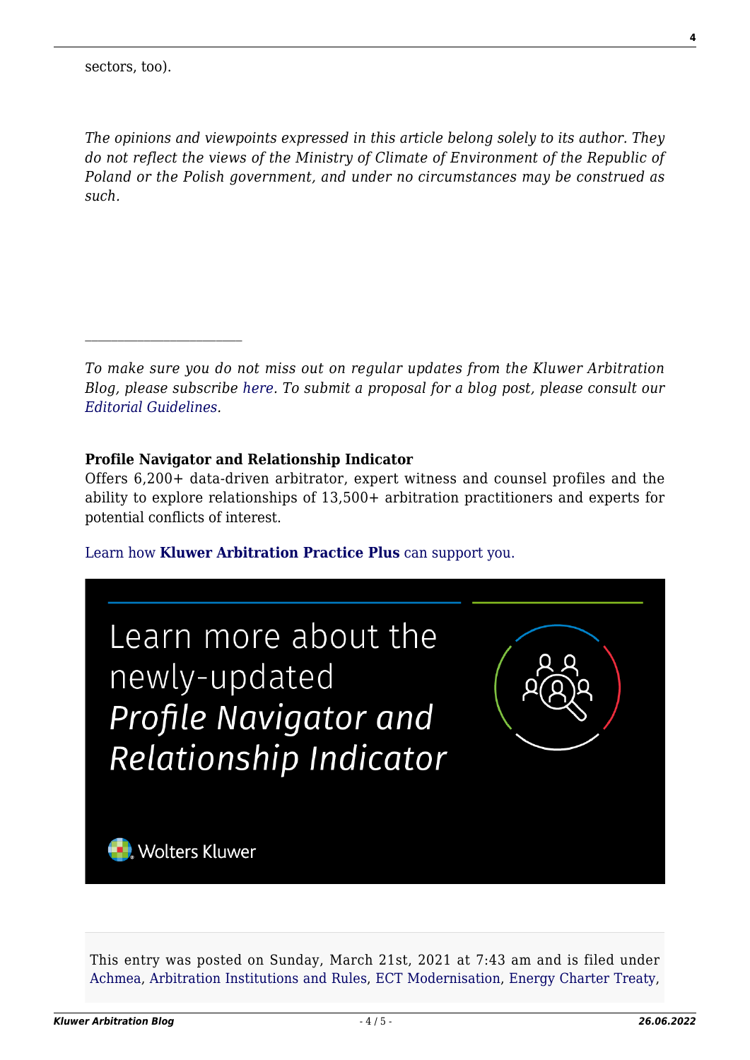sectors, too).

*The opinions and viewpoints expressed in this article belong solely to its author. They do not reflect the views of the Ministry of Climate of Environment of the Republic of Poland or the Polish government, and under no circumstances may be construed as such.*

---

*To make sure you do not miss out on regular updates from the Kluwer Arbitration Blog, please subscribe here. To submit a proposal for a blog post, please consult our Editorial Guidelines.*

**Profile Navigator and Relationship Indicator**
Offers 6,200+ data-driven arbitrator, expert witness and counsel profiles and the ability to explore relationships of 13,500+ arbitration practitioners and experts for potential conflicts of interest.

Learn how **Kluwer Arbitration Practice Plus** can support you.

Learn more about the newly-updated *Profile Navigator and Relationship Indicator*

Wolters Kluwer

This entry was posted on Sunday, March 21st, 2021 at 7:43 am and is filed under Achmea, Arbitration Institutions and Rules, ECT Modernisation, Energy Charter Treaty,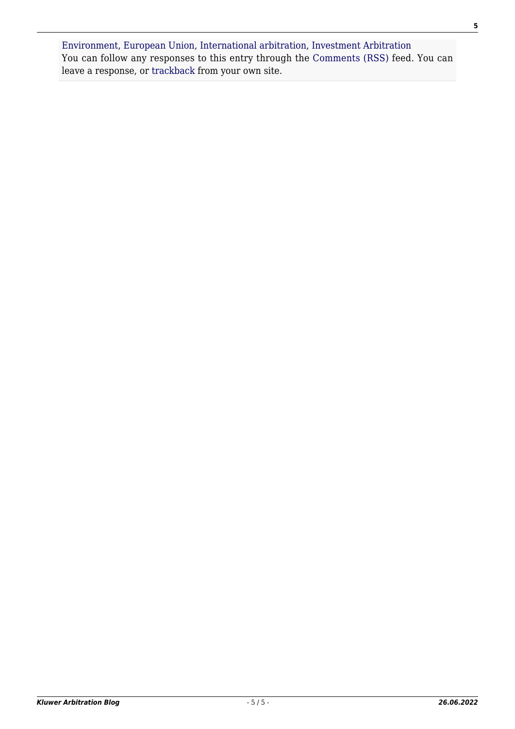Environment, European Union, International arbitration, Investment Arbitration
You can follow any responses to this entry through the Comments (RSS) feed. You can leave a response, or trackback from your own site.